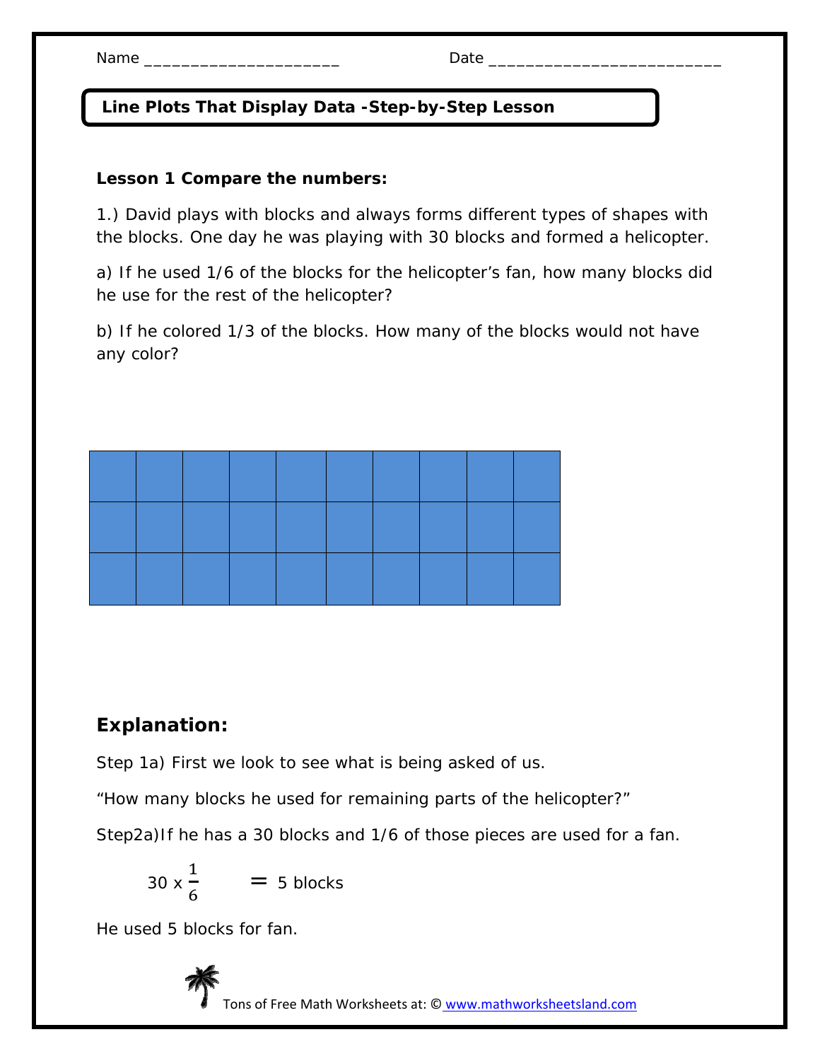Name ______________________ Date __________________________

## Line Plots That Display Data -Step-by-Step Lesson

**Lesson 1 Compare the numbers:**

1.) David plays with blocks and always forms different types of shapes with the blocks. One day he was playing with 30 blocks and formed a helicopter.

a) If he used 1/6 of the blocks for the helicopter's fan, how many blocks did he use for the rest of the helicopter?

b) If he colored 1/3 of the blocks. How many of the blocks would not have any color?

## Explanation:

Step 1a) First we look to see what is being asked of us.

"How many blocks he used for remaining parts of the helicopter?"

Step2a)If he has a 30 blocks and 1/6 of those pieces are used for a fan.

$$30 \times \frac{1}{6} = 5 \text{ blocks}$$

He used 5 blocks for fan.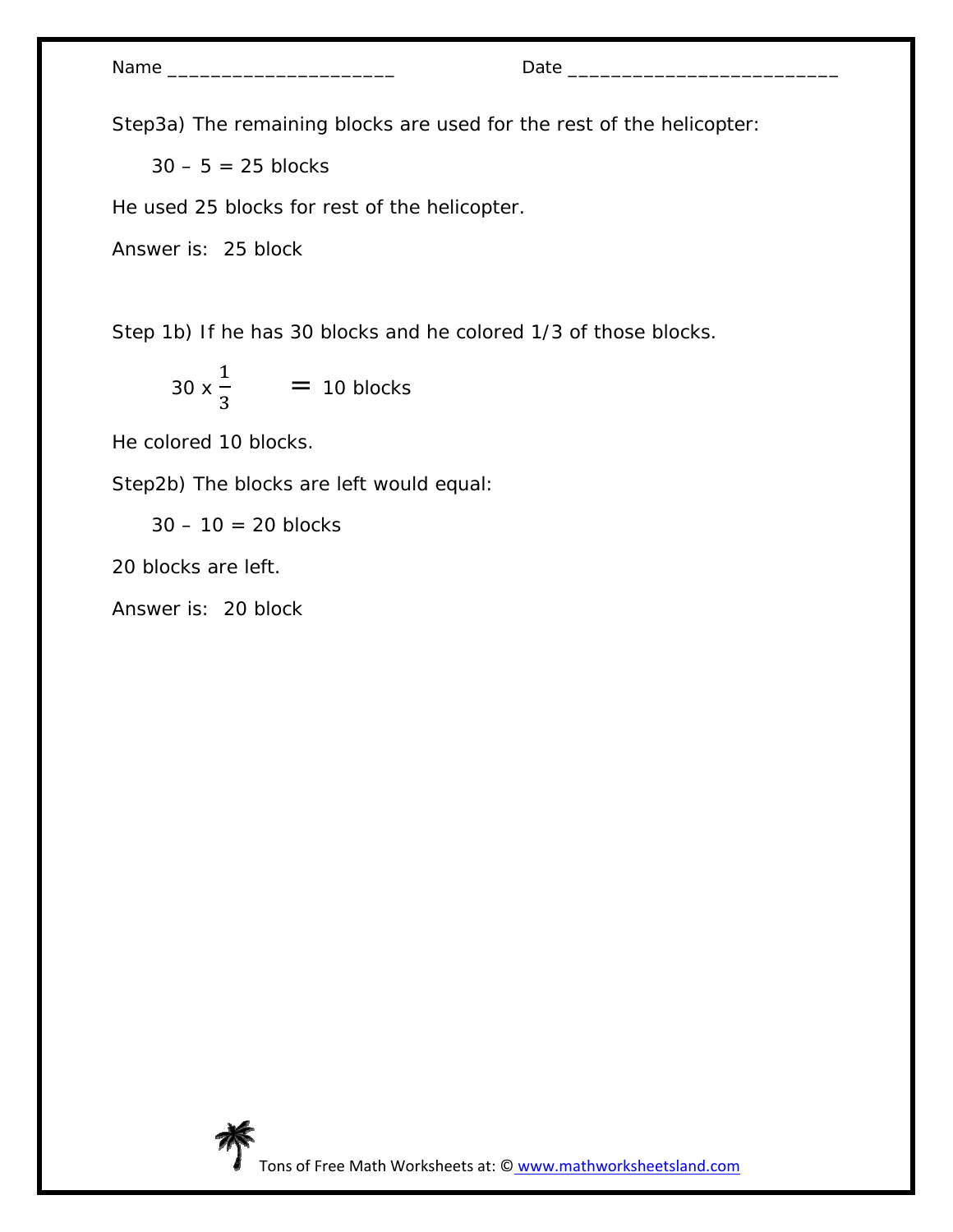Name ____________________ Date ________________________

Step3a) The remaining blocks are used for the rest of the helicopter:

$30 - 5 = 25$ blocks

He used 25 blocks for rest of the helicopter.

Answer is: 25 block

Step 1b) If he has 30 blocks and he colored 1/3 of those blocks.

$30 \times \frac{1}{3} = 10$ blocks

He colored 10 blocks.

Step2b) The blocks are left would equal:

$30 - 10 = 20$ blocks

20 blocks are left.

Answer is: 20 block

Tons of Free Math Worksheets at: © www.mathworksheetsland.com